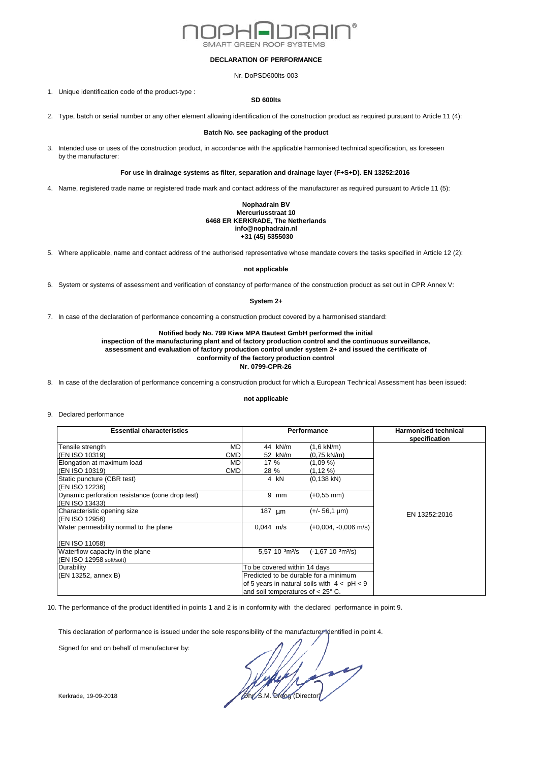NOPHADRAIN®
SMART GREEN ROOF SYSTEMS

**DECLARATION OF PERFORMANCE**

Nr. DoPSD600lts-003

1. Unique identification code of the product-type :

**SD 600lts**

2. Type, batch or serial number or any other element allowing identification of the construction product as required pursuant to Article 11 (4):

**Batch No. see packaging of the product**

3. Intended use or uses of the construction product, in accordance with the applicable harmonised technical specification, as foreseen by the manufacturer:

**For use in drainage systems as filter, separation and drainage layer (F+S+D). EN 13252:2016**

4. Name, registered trade name or registered trade mark and contact address of the manufacturer as required pursuant to Article 11 (5):

**Nophadrain BV**
**Mercuriusstraat 10**
**6468 ER KERKRADE, The Netherlands**
**info@nophadrain.nl**
**+31 (45) 5355030**

5. Where applicable, name and contact address of the authorised representative whose mandate covers the tasks specified in Article 12 (2):

**not applicable**

6. System or systems of assessment and verification of constancy of performance of the construction product as set out in CPR Annex V:

**System 2+**

7. In case of the declaration of performance concerning a construction product covered by a harmonised standard:

**Notified body No. 799 Kiwa MPA Bautest GmbH performed the initial inspection of the manufacturing plant and of factory production control and the continuous surveillance, assessment and evaluation of factory production control under system 2+ and issued the certificate of conformity of the factory production control Nr. 0799-CPR-26**

8. In case of the declaration of performance concerning a construction product for which a European Technical Assessment has been issued:

**not applicable**

9. Declared performance

| Essential characteristics | | Performance | | Harmonised technical specification |
|---|---|---|---|---|
| Tensile strength | MD | 44 kN/m | (1,6 kN/m) | EN 13252:2016 |
| (EN ISO 10319) | CMD | 52 kN/m | (0,75 kN/m) | |
| Elongation at maximum load | MD | 17 % | (1,09 %) | |
| (EN ISO 10319) | CMD | 28 % | (1,12 %) | |
| Static puncture (CBR test) (EN ISO 12236) | | 4 kN | (0,138 kN) | |
| Dynamic perforation resistance (cone drop test) (EN ISO 13433) | | 9 mm | (+0,55 mm) | |
| Characteristic opening size (EN ISO 12956) | | 187 µm | (+/- 56,1 µm) | |
| Water permeability normal to the plane (EN ISO 11058) | | 0,044 m/s | (+0,004, -0,006 m/s) | |
| Waterflow capacity in the plane (EN ISO 12958 soft/soft) | | 5,57 10 ³m²/s | (-1,67 10 ³m²/s) | |
| Durability (EN 13252, annex B) | | To be covered within 14 days. Predicted to be durable for a minimum of 5 years in natural soils with $4 < pH < 9$ and soil temperatures of < 25° C. | | |

10. The performance of the product identified in points 1 and 2 is in conformity with the declared performance in point 9.

This declaration of performance is issued under the sole responsibility of the manufacturer identified in point 4.

Signed for and on behalf of manufacturer by:

Kerkrade, 19-09-2018

Dhr. S.M. Droog (Director)